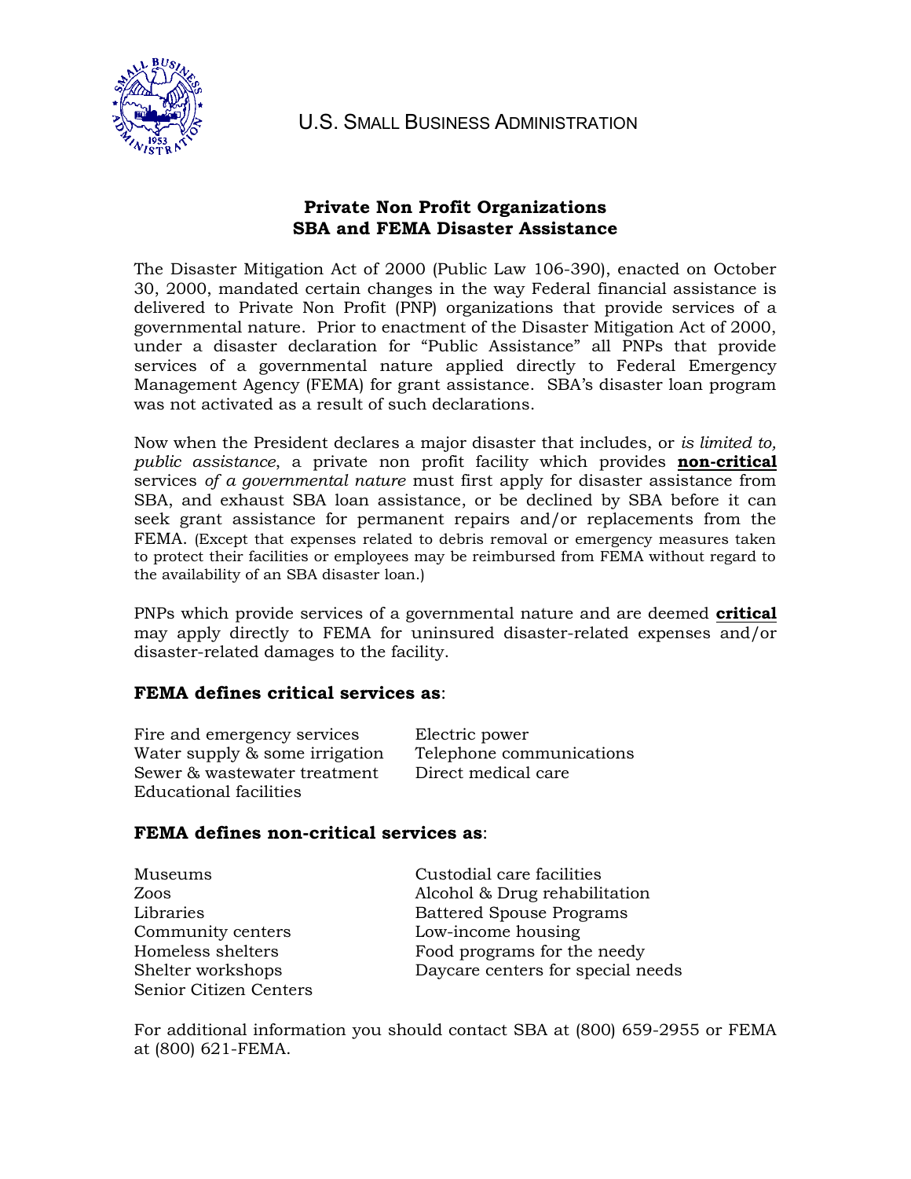U.S. SMALL BUSINESS ADMINISTRATION

## Private Non Profit Organizations
## SBA and FEMA Disaster Assistance

The Disaster Mitigation Act of 2000 (Public Law 106-390), enacted on October 30, 2000, mandated certain changes in the way Federal financial assistance is delivered to Private Non Profit (PNP) organizations that provide services of a governmental nature. Prior to enactment of the Disaster Mitigation Act of 2000, under a disaster declaration for "Public Assistance" all PNPs that provide services of a governmental nature applied directly to Federal Emergency Management Agency (FEMA) for grant assistance. SBA's disaster loan program was not activated as a result of such declarations.

Now when the President declares a major disaster that includes, or *is limited to, public assistance*, a private non profit facility which provides **non-critical** services *of a governmental nature* must first apply for disaster assistance from SBA, and exhaust SBA loan assistance, or be declined by SBA before it can seek grant assistance for permanent repairs and/or replacements from the FEMA. (Except that expenses related to debris removal or emergency measures taken to protect their facilities or employees may be reimbursed from FEMA without regard to the availability of an SBA disaster loan.)

PNPs which provide services of a governmental nature and are deemed **critical** may apply directly to FEMA for uninsured disaster-related expenses and/or disaster-related damages to the facility.

### FEMA defines critical services as:

- Fire and emergency services
- Water supply & some irrigation
- Sewer & wastewater treatment
- Educational facilities
- Electric power
- Telephone communications
- Direct medical care

### FEMA defines non-critical services as:

- Museums
- Zoos
- Libraries
- Community centers
- Homeless shelters
- Shelter workshops
- Senior Citizen Centers
- Custodial care facilities
- Alcohol & Drug rehabilitation
- Battered Spouse Programs
- Low-income housing
- Food programs for the needy
- Daycare centers for special needs

For additional information you should contact SBA at (800) 659-2955 or FEMA at (800) 621-FEMA.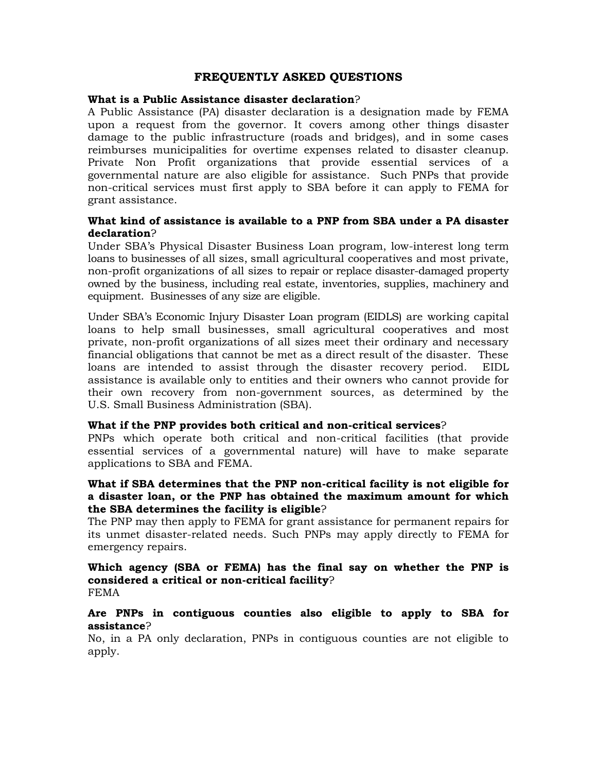## FREQUENTLY ASKED QUESTIONS

**What is a Public Assistance disaster declaration**?

A Public Assistance (PA) disaster declaration is a designation made by FEMA upon a request from the governor. It covers among other things disaster damage to the public infrastructure (roads and bridges), and in some cases reimburses municipalities for overtime expenses related to disaster cleanup. Private Non Profit organizations that provide essential services of a governmental nature are also eligible for assistance. Such PNPs that provide non-critical services must first apply to SBA before it can apply to FEMA for grant assistance.

**What kind of assistance is available to a PNP from SBA under a PA disaster declaration**?

Under SBA's Physical Disaster Business Loan program, low-interest long term loans to businesses of all sizes, small agricultural cooperatives and most private, non-profit organizations of all sizes to repair or replace disaster-damaged property owned by the business, including real estate, inventories, supplies, machinery and equipment. Businesses of any size are eligible.

Under SBA's Economic Injury Disaster Loan program (EIDLS) are working capital loans to help small businesses, small agricultural cooperatives and most private, non-profit organizations of all sizes meet their ordinary and necessary financial obligations that cannot be met as a direct result of the disaster. These loans are intended to assist through the disaster recovery period. EIDL assistance is available only to entities and their owners who cannot provide for their own recovery from non-government sources, as determined by the U.S. Small Business Administration (SBA).

**What if the PNP provides both critical and non-critical services**?

PNPs which operate both critical and non-critical facilities (that provide essential services of a governmental nature) will have to make separate applications to SBA and FEMA.

**What if SBA determines that the PNP non-critical facility is not eligible for a disaster loan, or the PNP has obtained the maximum amount for which the SBA determines the facility is eligible**?

The PNP may then apply to FEMA for grant assistance for permanent repairs for its unmet disaster-related needs. Such PNPs may apply directly to FEMA for emergency repairs.

**Which agency (SBA or FEMA) has the final say on whether the PNP is considered a critical or non-critical facility**?

FEMA

**Are PNPs in contiguous counties also eligible to apply to SBA for assistance**?

No, in a PA only declaration, PNPs in contiguous counties are not eligible to apply.